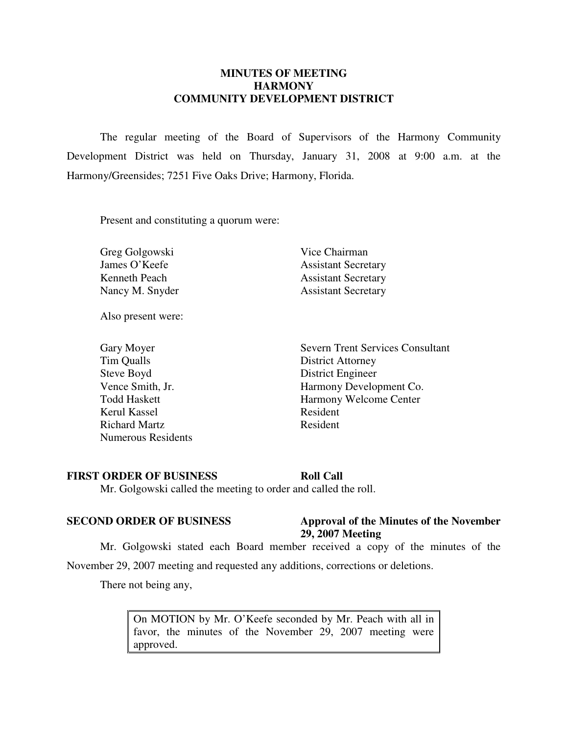# MINUTES OF MEETING
# HARMONY
# COMMUNITY DEVELOPMENT DISTRICT

The regular meeting of the Board of Supervisors of the Harmony Community Development District was held on Thursday, January 31, 2008 at 9:00 a.m. at the Harmony/Greensides; 7251 Five Oaks Drive; Harmony, Florida.

Present and constituting a quorum were:

| | |
|---|---|
| Greg Golgowski | Vice Chairman |
| James O'Keefe | Assistant Secretary |
| Kenneth Peach | Assistant Secretary |
| Nancy M. Snyder | Assistant Secretary |

Also present were:

| | |
|---|---|
| Gary Moyer | Severn Trent Services Consultant |
| Tim Qualls | District Attorney |
| Steve Boyd | District Engineer |
| Vence Smith, Jr. | Harmony Development Co. |
| Todd Haskett | Harmony Welcome Center |
| Kerul Kassel | Resident |
| Richard Martz | Resident |
| Numerous Residents | |

**FIRST ORDER OF BUSINESS** **Roll Call**

Mr. Golgowski called the meeting to order and called the roll.

**SECOND ORDER OF BUSINESS** **Approval of the Minutes of the November 29, 2007 Meeting**

Mr. Golgowski stated each Board member received a copy of the minutes of the November 29, 2007 meeting and requested any additions, corrections or deletions.

There not being any,

> On MOTION by Mr. O'Keefe seconded by Mr. Peach with all in favor, the minutes of the November 29, 2007 meeting were approved.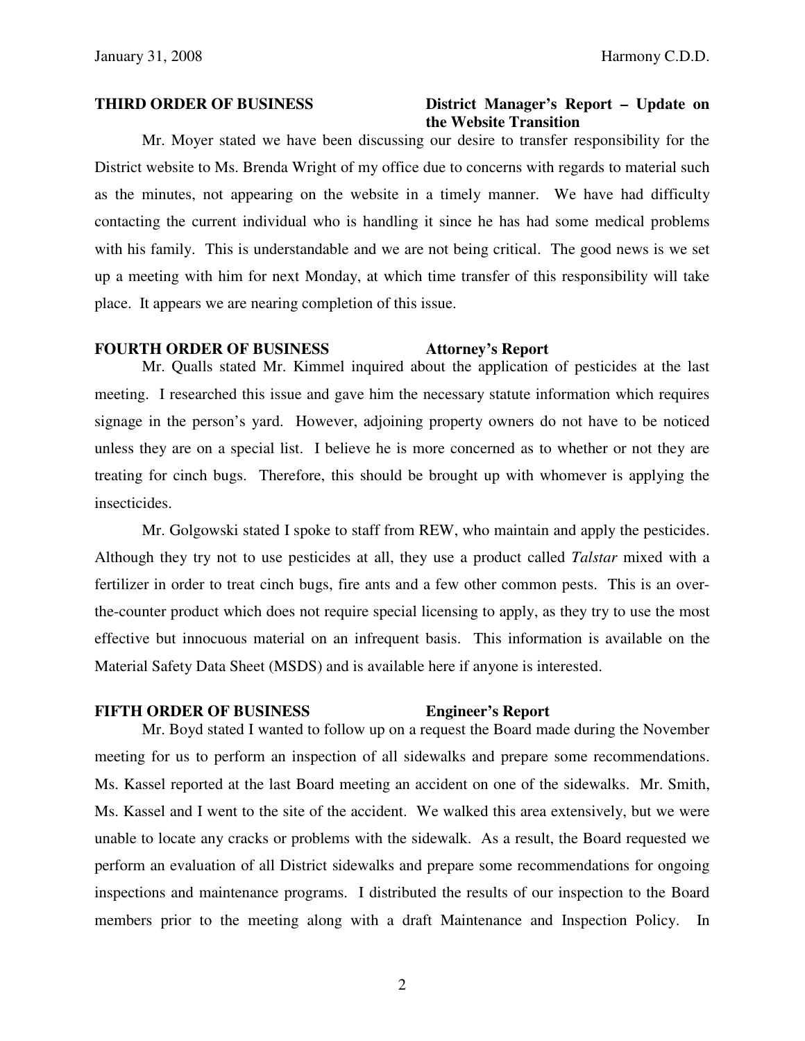**THIRD ORDER OF BUSINESS** **District Manager's Report – Update on the Website Transition**

Mr. Moyer stated we have been discussing our desire to transfer responsibility for the District website to Ms. Brenda Wright of my office due to concerns with regards to material such as the minutes, not appearing on the website in a timely manner. We have had difficulty contacting the current individual who is handling it since he has had some medical problems with his family. This is understandable and we are not being critical. The good news is we set up a meeting with him for next Monday, at which time transfer of this responsibility will take place. It appears we are nearing completion of this issue.

**FOURTH ORDER OF BUSINESS** **Attorney's Report**

Mr. Qualls stated Mr. Kimmel inquired about the application of pesticides at the last meeting. I researched this issue and gave him the necessary statute information which requires signage in the person's yard. However, adjoining property owners do not have to be noticed unless they are on a special list. I believe he is more concerned as to whether or not they are treating for cinch bugs. Therefore, this should be brought up with whomever is applying the insecticides.

Mr. Golgowski stated I spoke to staff from REW, who maintain and apply the pesticides. Although they try not to use pesticides at all, they use a product called *Talstar* mixed with a fertilizer in order to treat cinch bugs, fire ants and a few other common pests. This is an over-the-counter product which does not require special licensing to apply, as they try to use the most effective but innocuous material on an infrequent basis. This information is available on the Material Safety Data Sheet (MSDS) and is available here if anyone is interested.

**FIFTH ORDER OF BUSINESS** **Engineer's Report**

Mr. Boyd stated I wanted to follow up on a request the Board made during the November meeting for us to perform an inspection of all sidewalks and prepare some recommendations. Ms. Kassel reported at the last Board meeting an accident on one of the sidewalks. Mr. Smith, Ms. Kassel and I went to the site of the accident. We walked this area extensively, but we were unable to locate any cracks or problems with the sidewalk. As a result, the Board requested we perform an evaluation of all District sidewalks and prepare some recommendations for ongoing inspections and maintenance programs. I distributed the results of our inspection to the Board members prior to the meeting along with a draft Maintenance and Inspection Policy. In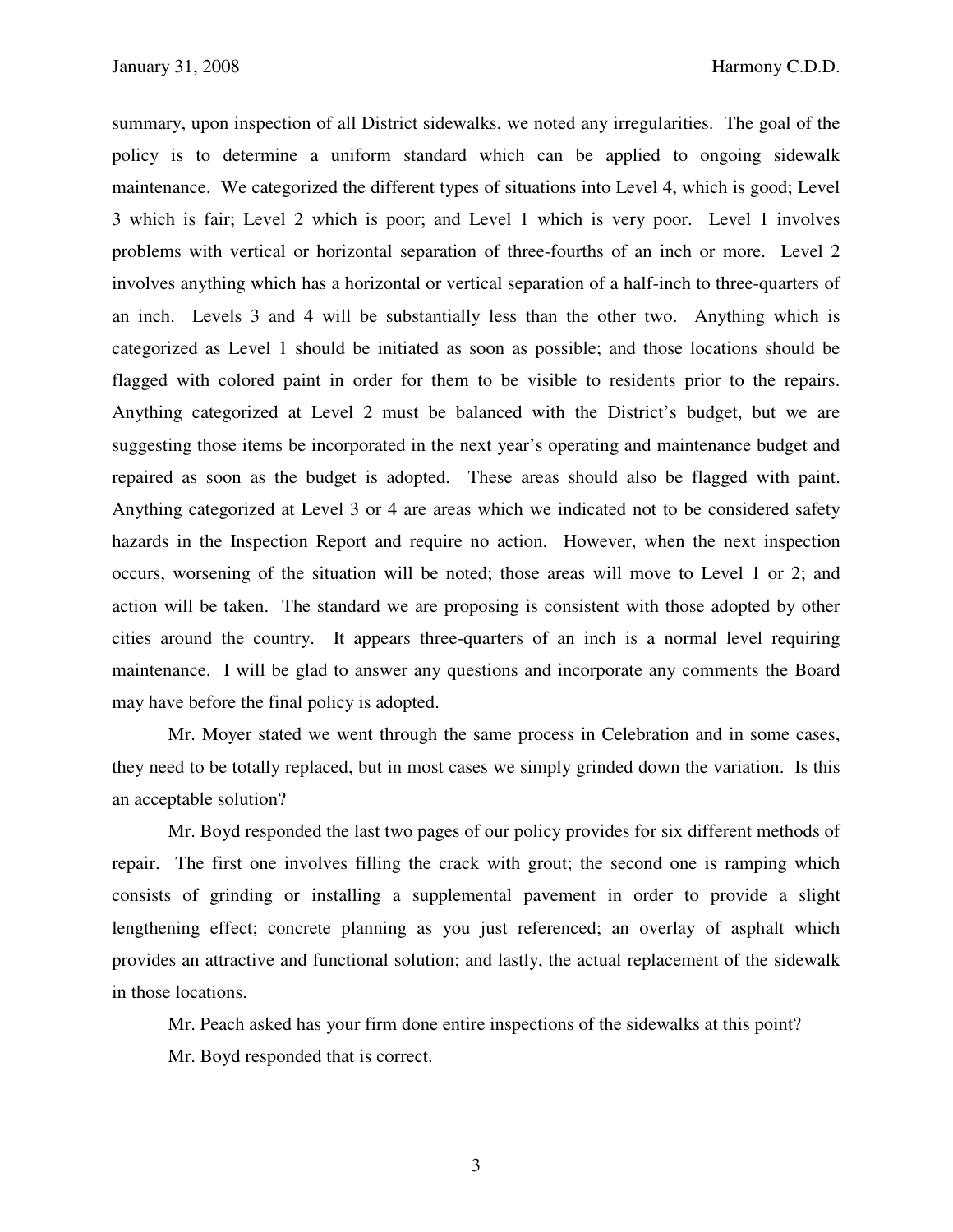summary, upon inspection of all District sidewalks, we noted any irregularities. The goal of the policy is to determine a uniform standard which can be applied to ongoing sidewalk maintenance. We categorized the different types of situations into Level 4, which is good; Level 3 which is fair; Level 2 which is poor; and Level 1 which is very poor. Level 1 involves problems with vertical or horizontal separation of three-fourths of an inch or more. Level 2 involves anything which has a horizontal or vertical separation of a half-inch to three-quarters of an inch. Levels 3 and 4 will be substantially less than the other two. Anything which is categorized as Level 1 should be initiated as soon as possible; and those locations should be flagged with colored paint in order for them to be visible to residents prior to the repairs. Anything categorized at Level 2 must be balanced with the District's budget, but we are suggesting those items be incorporated in the next year's operating and maintenance budget and repaired as soon as the budget is adopted. These areas should also be flagged with paint. Anything categorized at Level 3 or 4 are areas which we indicated not to be considered safety hazards in the Inspection Report and require no action. However, when the next inspection occurs, worsening of the situation will be noted; those areas will move to Level 1 or 2; and action will be taken. The standard we are proposing is consistent with those adopted by other cities around the country. It appears three-quarters of an inch is a normal level requiring maintenance. I will be glad to answer any questions and incorporate any comments the Board may have before the final policy is adopted.

Mr. Moyer stated we went through the same process in Celebration and in some cases, they need to be totally replaced, but in most cases we simply grinded down the variation. Is this an acceptable solution?

Mr. Boyd responded the last two pages of our policy provides for six different methods of repair. The first one involves filling the crack with grout; the second one is ramping which consists of grinding or installing a supplemental pavement in order to provide a slight lengthening effect; concrete planning as you just referenced; an overlay of asphalt which provides an attractive and functional solution; and lastly, the actual replacement of the sidewalk in those locations.

Mr. Peach asked has your firm done entire inspections of the sidewalks at this point?

Mr. Boyd responded that is correct.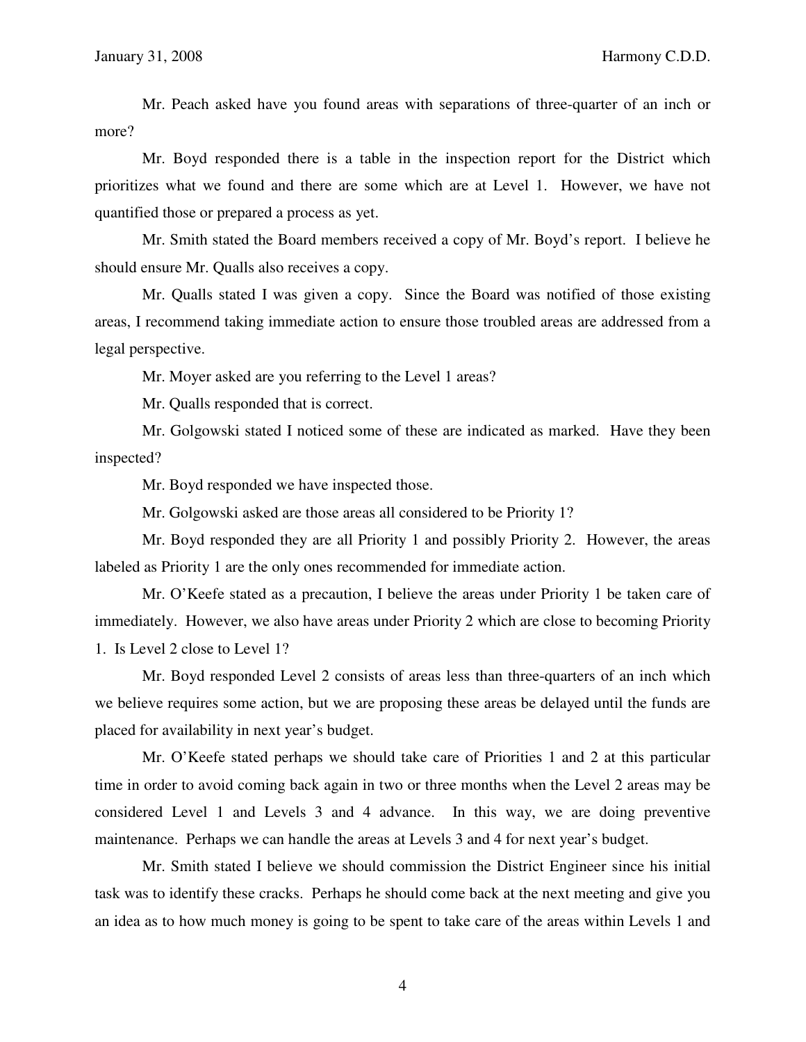Mr. Peach asked have you found areas with separations of three-quarter of an inch or more?

Mr. Boyd responded there is a table in the inspection report for the District which prioritizes what we found and there are some which are at Level 1. However, we have not quantified those or prepared a process as yet.

Mr. Smith stated the Board members received a copy of Mr. Boyd's report. I believe he should ensure Mr. Qualls also receives a copy.

Mr. Qualls stated I was given a copy. Since the Board was notified of those existing areas, I recommend taking immediate action to ensure those troubled areas are addressed from a legal perspective.

Mr. Moyer asked are you referring to the Level 1 areas?

Mr. Qualls responded that is correct.

Mr. Golgowski stated I noticed some of these are indicated as marked. Have they been inspected?

Mr. Boyd responded we have inspected those.

Mr. Golgowski asked are those areas all considered to be Priority 1?

Mr. Boyd responded they are all Priority 1 and possibly Priority 2. However, the areas labeled as Priority 1 are the only ones recommended for immediate action.

Mr. O'Keefe stated as a precaution, I believe the areas under Priority 1 be taken care of immediately. However, we also have areas under Priority 2 which are close to becoming Priority 1. Is Level 2 close to Level 1?

Mr. Boyd responded Level 2 consists of areas less than three-quarters of an inch which we believe requires some action, but we are proposing these areas be delayed until the funds are placed for availability in next year's budget.

Mr. O'Keefe stated perhaps we should take care of Priorities 1 and 2 at this particular time in order to avoid coming back again in two or three months when the Level 2 areas may be considered Level 1 and Levels 3 and 4 advance. In this way, we are doing preventive maintenance. Perhaps we can handle the areas at Levels 3 and 4 for next year's budget.

Mr. Smith stated I believe we should commission the District Engineer since his initial task was to identify these cracks. Perhaps he should come back at the next meeting and give you an idea as to how much money is going to be spent to take care of the areas within Levels 1 and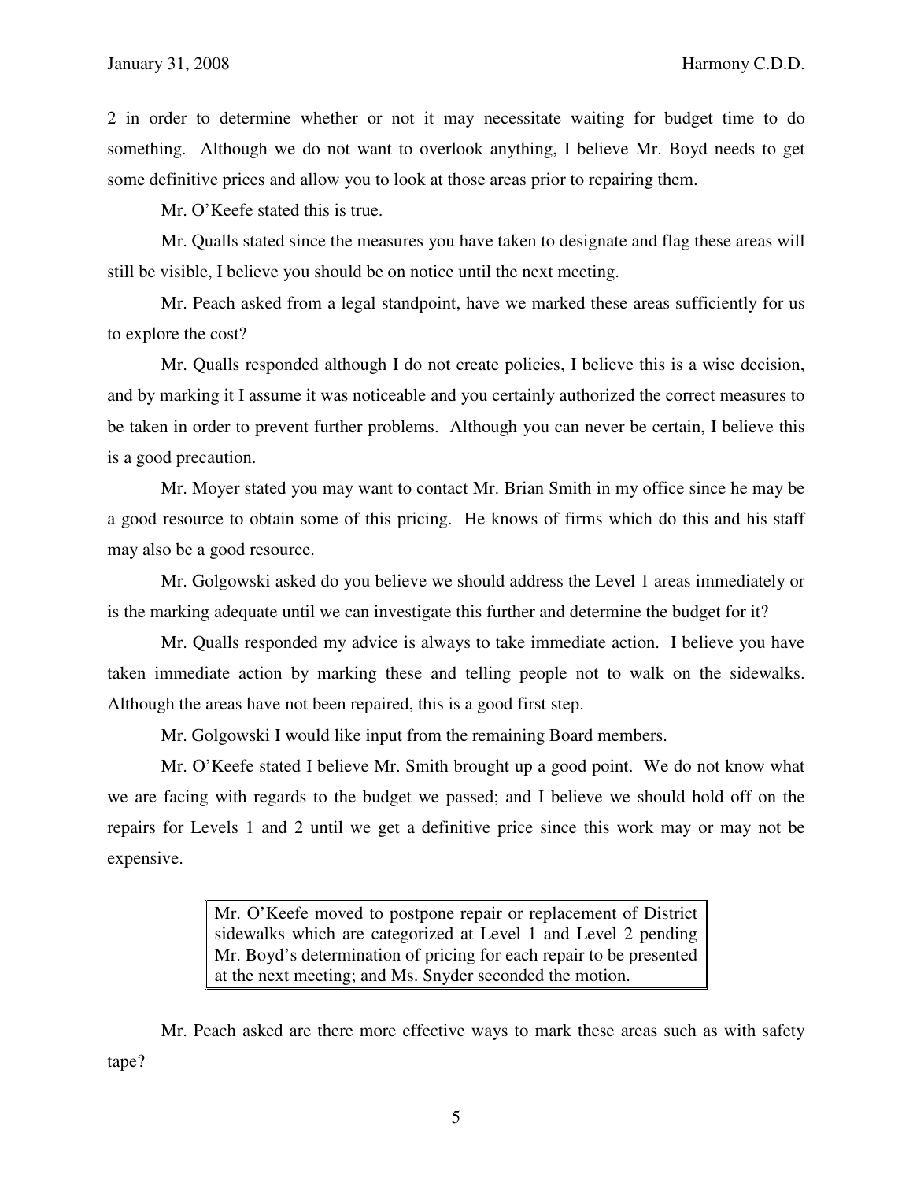2 in order to determine whether or not it may necessitate waiting for budget time to do something. Although we do not want to overlook anything, I believe Mr. Boyd needs to get some definitive prices and allow you to look at those areas prior to repairing them.

Mr. O'Keefe stated this is true.

Mr. Qualls stated since the measures you have taken to designate and flag these areas will still be visible, I believe you should be on notice until the next meeting.

Mr. Peach asked from a legal standpoint, have we marked these areas sufficiently for us to explore the cost?

Mr. Qualls responded although I do not create policies, I believe this is a wise decision, and by marking it I assume it was noticeable and you certainly authorized the correct measures to be taken in order to prevent further problems. Although you can never be certain, I believe this is a good precaution.

Mr. Moyer stated you may want to contact Mr. Brian Smith in my office since he may be a good resource to obtain some of this pricing. He knows of firms which do this and his staff may also be a good resource.

Mr. Golgowski asked do you believe we should address the Level 1 areas immediately or is the marking adequate until we can investigate this further and determine the budget for it?

Mr. Qualls responded my advice is always to take immediate action. I believe you have taken immediate action by marking these and telling people not to walk on the sidewalks. Although the areas have not been repaired, this is a good first step.

Mr. Golgowski I would like input from the remaining Board members.

Mr. O'Keefe stated I believe Mr. Smith brought up a good point. We do not know what we are facing with regards to the budget we passed; and I believe we should hold off on the repairs for Levels 1 and 2 until we get a definitive price since this work may or may not be expensive.

> Mr. O'Keefe moved to postpone repair or replacement of District sidewalks which are categorized at Level 1 and Level 2 pending Mr. Boyd's determination of pricing for each repair to be presented at the next meeting; and Ms. Snyder seconded the motion.

Mr. Peach asked are there more effective ways to mark these areas such as with safety tape?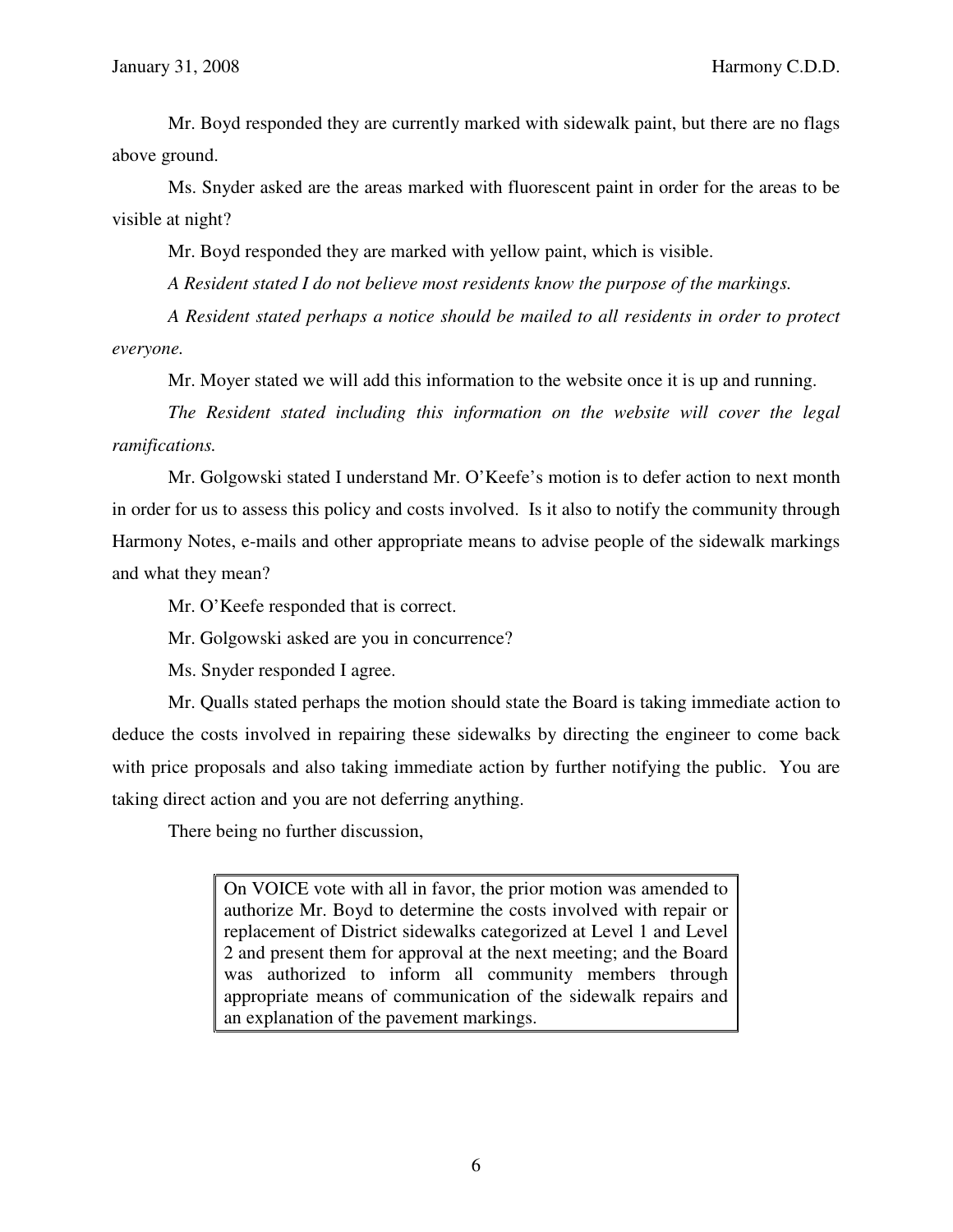Mr. Boyd responded they are currently marked with sidewalk paint, but there are no flags above ground.

Ms. Snyder asked are the areas marked with fluorescent paint in order for the areas to be visible at night?

Mr. Boyd responded they are marked with yellow paint, which is visible.

*A Resident stated I do not believe most residents know the purpose of the markings.*

*A Resident stated perhaps a notice should be mailed to all residents in order to protect everyone.*

Mr. Moyer stated we will add this information to the website once it is up and running.

*The Resident stated including this information on the website will cover the legal ramifications.*

Mr. Golgowski stated I understand Mr. O'Keefe's motion is to defer action to next month in order for us to assess this policy and costs involved. Is it also to notify the community through Harmony Notes, e-mails and other appropriate means to advise people of the sidewalk markings and what they mean?

Mr. O'Keefe responded that is correct.

Mr. Golgowski asked are you in concurrence?

Ms. Snyder responded I agree.

Mr. Qualls stated perhaps the motion should state the Board is taking immediate action to deduce the costs involved in repairing these sidewalks by directing the engineer to come back with price proposals and also taking immediate action by further notifying the public. You are taking direct action and you are not deferring anything.

There being no further discussion,

> On VOICE vote with all in favor, the prior motion was amended to authorize Mr. Boyd to determine the costs involved with repair or replacement of District sidewalks categorized at Level 1 and Level 2 and present them for approval at the next meeting; and the Board was authorized to inform all community members through appropriate means of communication of the sidewalk repairs and an explanation of the pavement markings.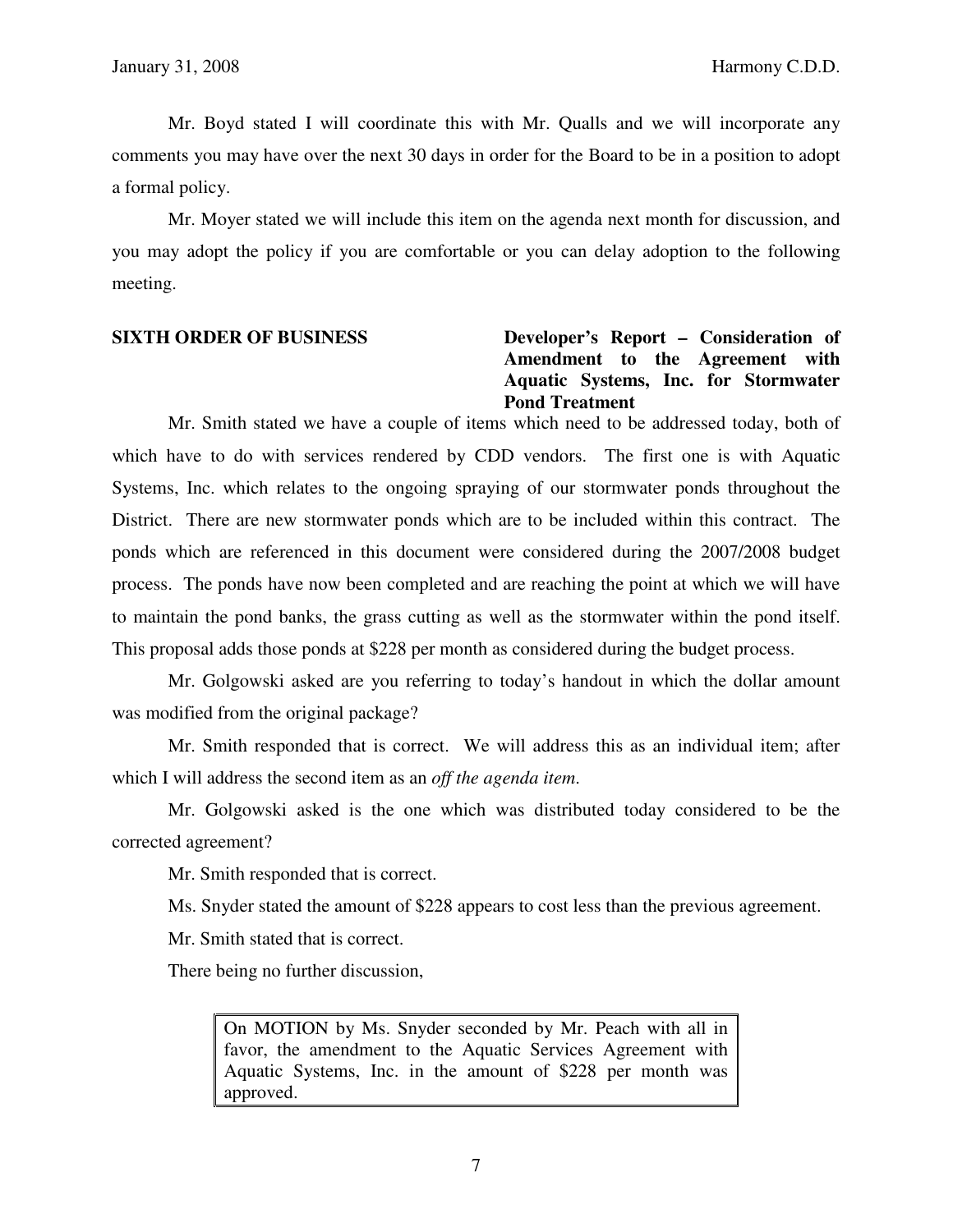Mr. Boyd stated I will coordinate this with Mr. Qualls and we will incorporate any comments you may have over the next 30 days in order for the Board to be in a position to adopt a formal policy.

Mr. Moyer stated we will include this item on the agenda next month for discussion, and you may adopt the policy if you are comfortable or you can delay adoption to the following meeting.

**SIXTH ORDER OF BUSINESS** **Developer's Report – Consideration of Amendment to the Agreement with Aquatic Systems, Inc. for Stormwater Pond Treatment**

Mr. Smith stated we have a couple of items which need to be addressed today, both of which have to do with services rendered by CDD vendors. The first one is with Aquatic Systems, Inc. which relates to the ongoing spraying of our stormwater ponds throughout the District. There are new stormwater ponds which are to be included within this contract. The ponds which are referenced in this document were considered during the 2007/2008 budget process. The ponds have now been completed and are reaching the point at which we will have to maintain the pond banks, the grass cutting as well as the stormwater within the pond itself. This proposal adds those ponds at $228 per month as considered during the budget process.

Mr. Golgowski asked are you referring to today's handout in which the dollar amount was modified from the original package?

Mr. Smith responded that is correct. We will address this as an individual item; after which I will address the second item as an *off the agenda item*.

Mr. Golgowski asked is the one which was distributed today considered to be the corrected agreement?

Mr. Smith responded that is correct.

Ms. Snyder stated the amount of $228 appears to cost less than the previous agreement.

Mr. Smith stated that is correct.

There being no further discussion,

> On MOTION by Ms. Snyder seconded by Mr. Peach with all in favor, the amendment to the Aquatic Services Agreement with Aquatic Systems, Inc. in the amount of $228 per month was approved.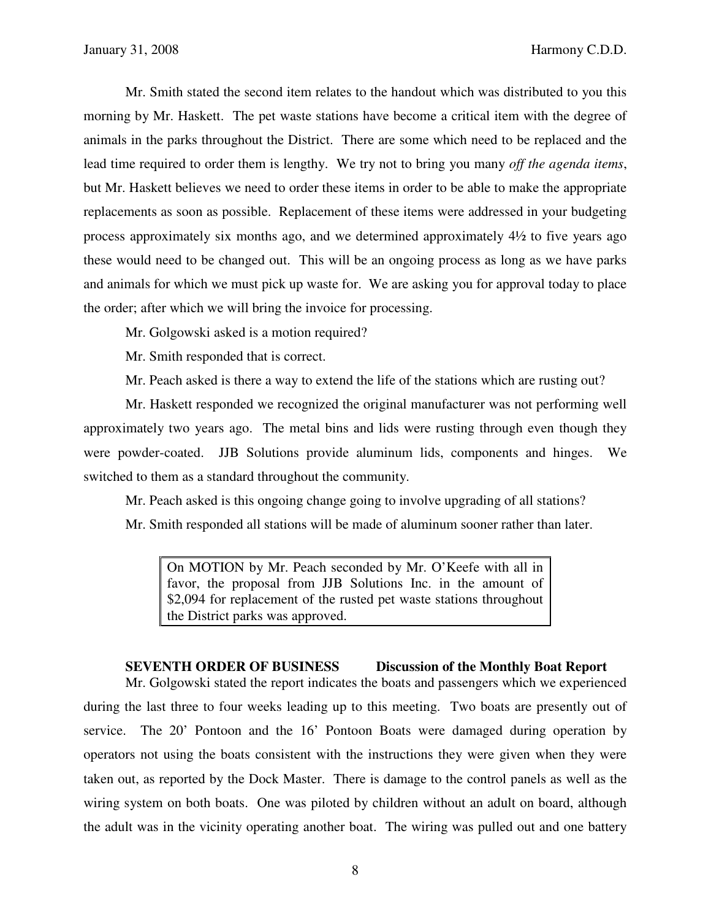Mr. Smith stated the second item relates to the handout which was distributed to you this morning by Mr. Haskett. The pet waste stations have become a critical item with the degree of animals in the parks throughout the District. There are some which need to be replaced and the lead time required to order them is lengthy. We try not to bring you many *off the agenda items*, but Mr. Haskett believes we need to order these items in order to be able to make the appropriate replacements as soon as possible. Replacement of these items were addressed in your budgeting process approximately six months ago, and we determined approximately 4½ to five years ago these would need to be changed out. This will be an ongoing process as long as we have parks and animals for which we must pick up waste for. We are asking you for approval today to place the order; after which we will bring the invoice for processing.

Mr. Golgowski asked is a motion required?

Mr. Smith responded that is correct.

Mr. Peach asked is there a way to extend the life of the stations which are rusting out?

Mr. Haskett responded we recognized the original manufacturer was not performing well approximately two years ago. The metal bins and lids were rusting through even though they were powder-coated. JJB Solutions provide aluminum lids, components and hinges. We switched to them as a standard throughout the community.

Mr. Peach asked is this ongoing change going to involve upgrading of all stations?

Mr. Smith responded all stations will be made of aluminum sooner rather than later.

> On MOTION by Mr. Peach seconded by Mr. O'Keefe with all in favor, the proposal from JJB Solutions Inc. in the amount of $2,094 for replacement of the rusted pet waste stations throughout the District parks was approved.

**SEVENTH ORDER OF BUSINESS Discussion of the Monthly Boat Report**

Mr. Golgowski stated the report indicates the boats and passengers which we experienced during the last three to four weeks leading up to this meeting. Two boats are presently out of service. The 20' Pontoon and the 16' Pontoon Boats were damaged during operation by operators not using the boats consistent with the instructions they were given when they were taken out, as reported by the Dock Master. There is damage to the control panels as well as the wiring system on both boats. One was piloted by children without an adult on board, although the adult was in the vicinity operating another boat. The wiring was pulled out and one battery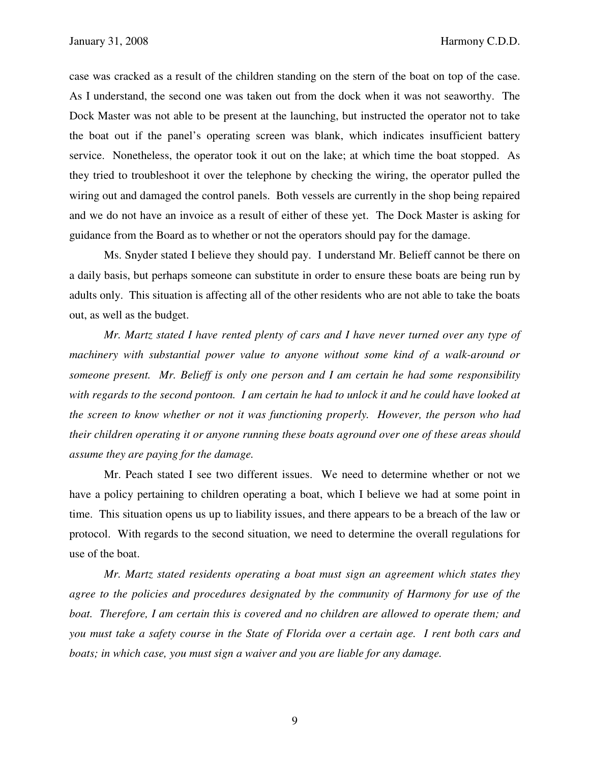case was cracked as a result of the children standing on the stern of the boat on top of the case. As I understand, the second one was taken out from the dock when it was not seaworthy. The Dock Master was not able to be present at the launching, but instructed the operator not to take the boat out if the panel's operating screen was blank, which indicates insufficient battery service. Nonetheless, the operator took it out on the lake; at which time the boat stopped. As they tried to troubleshoot it over the telephone by checking the wiring, the operator pulled the wiring out and damaged the control panels. Both vessels are currently in the shop being repaired and we do not have an invoice as a result of either of these yet. The Dock Master is asking for guidance from the Board as to whether or not the operators should pay for the damage.

Ms. Snyder stated I believe they should pay. I understand Mr. Belieff cannot be there on a daily basis, but perhaps someone can substitute in order to ensure these boats are being run by adults only. This situation is affecting all of the other residents who are not able to take the boats out, as well as the budget.

*Mr. Martz stated I have rented plenty of cars and I have never turned over any type of machinery with substantial power value to anyone without some kind of a walk-around or someone present. Mr. Belieff is only one person and I am certain he had some responsibility with regards to the second pontoon. I am certain he had to unlock it and he could have looked at the screen to know whether or not it was functioning properly. However, the person who had their children operating it or anyone running these boats aground over one of these areas should assume they are paying for the damage.*

Mr. Peach stated I see two different issues. We need to determine whether or not we have a policy pertaining to children operating a boat, which I believe we had at some point in time. This situation opens us up to liability issues, and there appears to be a breach of the law or protocol. With regards to the second situation, we need to determine the overall regulations for use of the boat.

*Mr. Martz stated residents operating a boat must sign an agreement which states they agree to the policies and procedures designated by the community of Harmony for use of the boat. Therefore, I am certain this is covered and no children are allowed to operate them; and you must take a safety course in the State of Florida over a certain age. I rent both cars and boats; in which case, you must sign a waiver and you are liable for any damage.*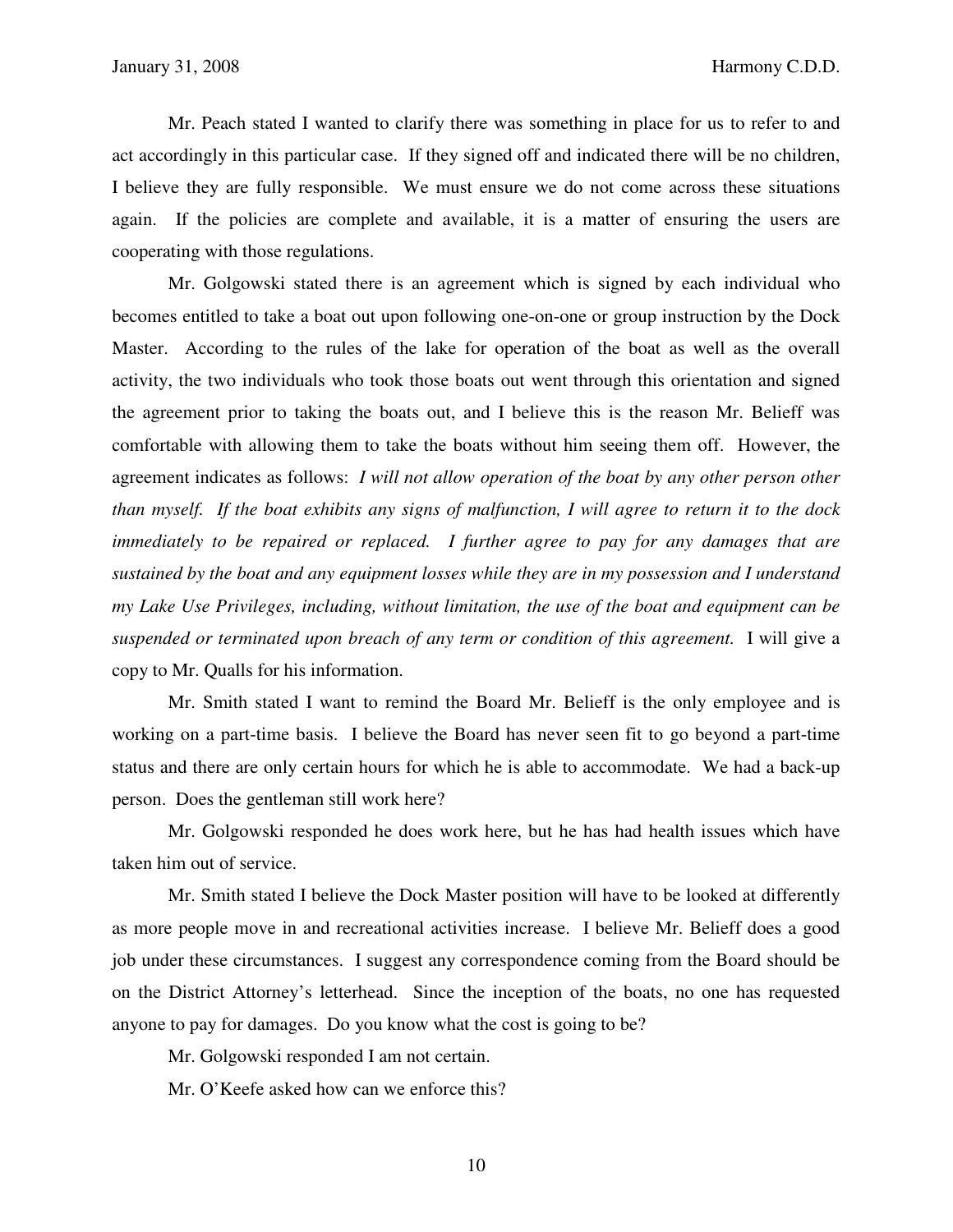Mr. Peach stated I wanted to clarify there was something in place for us to refer to and act accordingly in this particular case. If they signed off and indicated there will be no children, I believe they are fully responsible. We must ensure we do not come across these situations again. If the policies are complete and available, it is a matter of ensuring the users are cooperating with those regulations.

Mr. Golgowski stated there is an agreement which is signed by each individual who becomes entitled to take a boat out upon following one-on-one or group instruction by the Dock Master. According to the rules of the lake for operation of the boat as well as the overall activity, the two individuals who took those boats out went through this orientation and signed the agreement prior to taking the boats out, and I believe this is the reason Mr. Belieff was comfortable with allowing them to take the boats without him seeing them off. However, the agreement indicates as follows: *I will not allow operation of the boat by any other person other than myself. If the boat exhibits any signs of malfunction, I will agree to return it to the dock immediately to be repaired or replaced. I further agree to pay for any damages that are sustained by the boat and any equipment losses while they are in my possession and I understand my Lake Use Privileges, including, without limitation, the use of the boat and equipment can be suspended or terminated upon breach of any term or condition of this agreement.* I will give a copy to Mr. Qualls for his information.

Mr. Smith stated I want to remind the Board Mr. Belieff is the only employee and is working on a part-time basis. I believe the Board has never seen fit to go beyond a part-time status and there are only certain hours for which he is able to accommodate. We had a back-up person. Does the gentleman still work here?

Mr. Golgowski responded he does work here, but he has had health issues which have taken him out of service.

Mr. Smith stated I believe the Dock Master position will have to be looked at differently as more people move in and recreational activities increase. I believe Mr. Belieff does a good job under these circumstances. I suggest any correspondence coming from the Board should be on the District Attorney's letterhead. Since the inception of the boats, no one has requested anyone to pay for damages. Do you know what the cost is going to be?

Mr. Golgowski responded I am not certain.

Mr. O'Keefe asked how can we enforce this?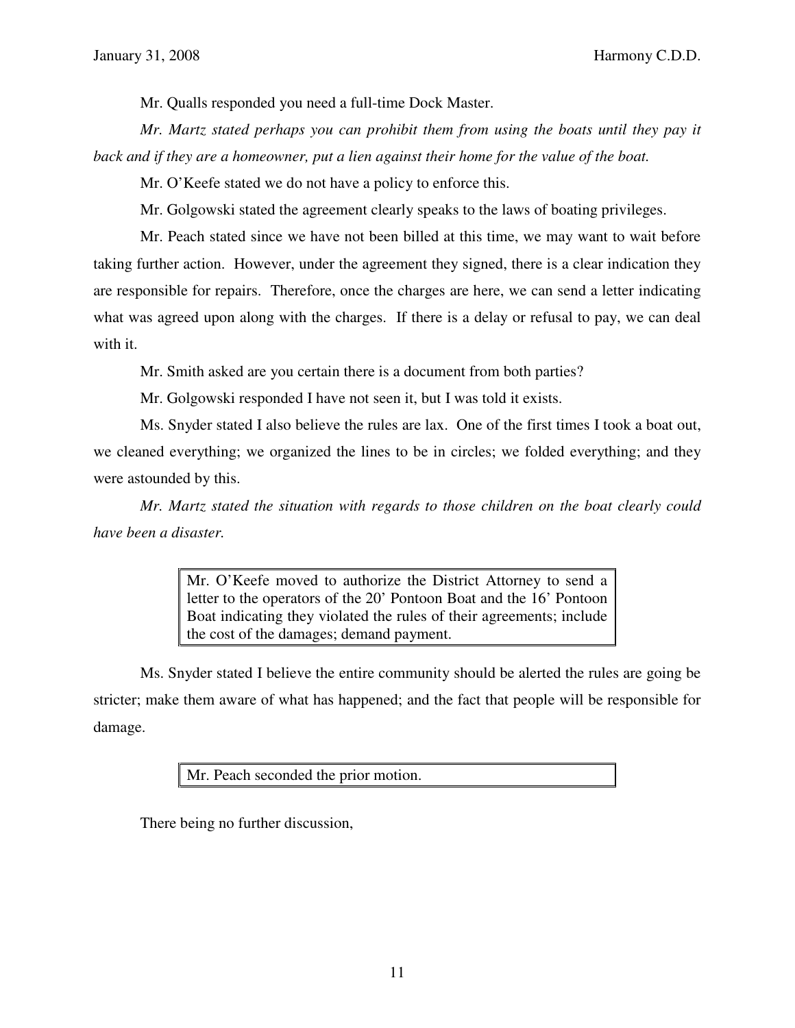Mr. Qualls responded you need a full-time Dock Master.

*Mr. Martz stated perhaps you can prohibit them from using the boats until they pay it back and if they are a homeowner, put a lien against their home for the value of the boat.*

Mr. O'Keefe stated we do not have a policy to enforce this.

Mr. Golgowski stated the agreement clearly speaks to the laws of boating privileges.

Mr. Peach stated since we have not been billed at this time, we may want to wait before taking further action. However, under the agreement they signed, there is a clear indication they are responsible for repairs. Therefore, once the charges are here, we can send a letter indicating what was agreed upon along with the charges. If there is a delay or refusal to pay, we can deal with it.

Mr. Smith asked are you certain there is a document from both parties?

Mr. Golgowski responded I have not seen it, but I was told it exists.

Ms. Snyder stated I also believe the rules are lax. One of the first times I took a boat out, we cleaned everything; we organized the lines to be in circles; we folded everything; and they were astounded by this.

*Mr. Martz stated the situation with regards to those children on the boat clearly could have been a disaster.*

> Mr. O'Keefe moved to authorize the District Attorney to send a letter to the operators of the 20' Pontoon Boat and the 16' Pontoon Boat indicating they violated the rules of their agreements; include the cost of the damages; demand payment.

Ms. Snyder stated I believe the entire community should be alerted the rules are going be stricter; make them aware of what has happened; and the fact that people will be responsible for damage.

> Mr. Peach seconded the prior motion.

There being no further discussion,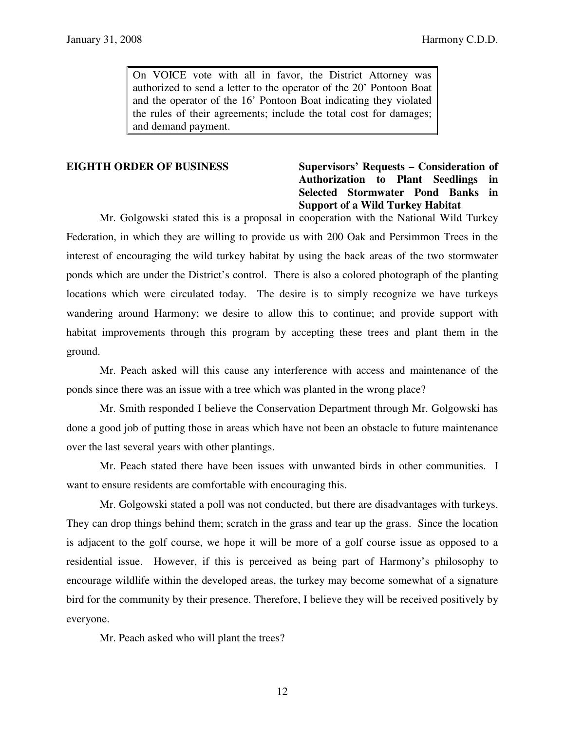> On VOICE vote with all in favor, the District Attorney was authorized to send a letter to the operator of the 20' Pontoon Boat and the operator of the 16' Pontoon Boat indicating they violated the rules of their agreements; include the total cost for damages; and demand payment.

**EIGHTH ORDER OF BUSINESS** **Supervisors' Requests – Consideration of Authorization to Plant Seedlings in Selected Stormwater Pond Banks in Support of a Wild Turkey Habitat**

Mr. Golgowski stated this is a proposal in cooperation with the National Wild Turkey Federation, in which they are willing to provide us with 200 Oak and Persimmon Trees in the interest of encouraging the wild turkey habitat by using the back areas of the two stormwater ponds which are under the District's control. There is also a colored photograph of the planting locations which were circulated today. The desire is to simply recognize we have turkeys wandering around Harmony; we desire to allow this to continue; and provide support with habitat improvements through this program by accepting these trees and plant them in the ground.

Mr. Peach asked will this cause any interference with access and maintenance of the ponds since there was an issue with a tree which was planted in the wrong place?

Mr. Smith responded I believe the Conservation Department through Mr. Golgowski has done a good job of putting those in areas which have not been an obstacle to future maintenance over the last several years with other plantings.

Mr. Peach stated there have been issues with unwanted birds in other communities. I want to ensure residents are comfortable with encouraging this.

Mr. Golgowski stated a poll was not conducted, but there are disadvantages with turkeys. They can drop things behind them; scratch in the grass and tear up the grass. Since the location is adjacent to the golf course, we hope it will be more of a golf course issue as opposed to a residential issue. However, if this is perceived as being part of Harmony's philosophy to encourage wildlife within the developed areas, the turkey may become somewhat of a signature bird for the community by their presence. Therefore, I believe they will be received positively by everyone.

Mr. Peach asked who will plant the trees?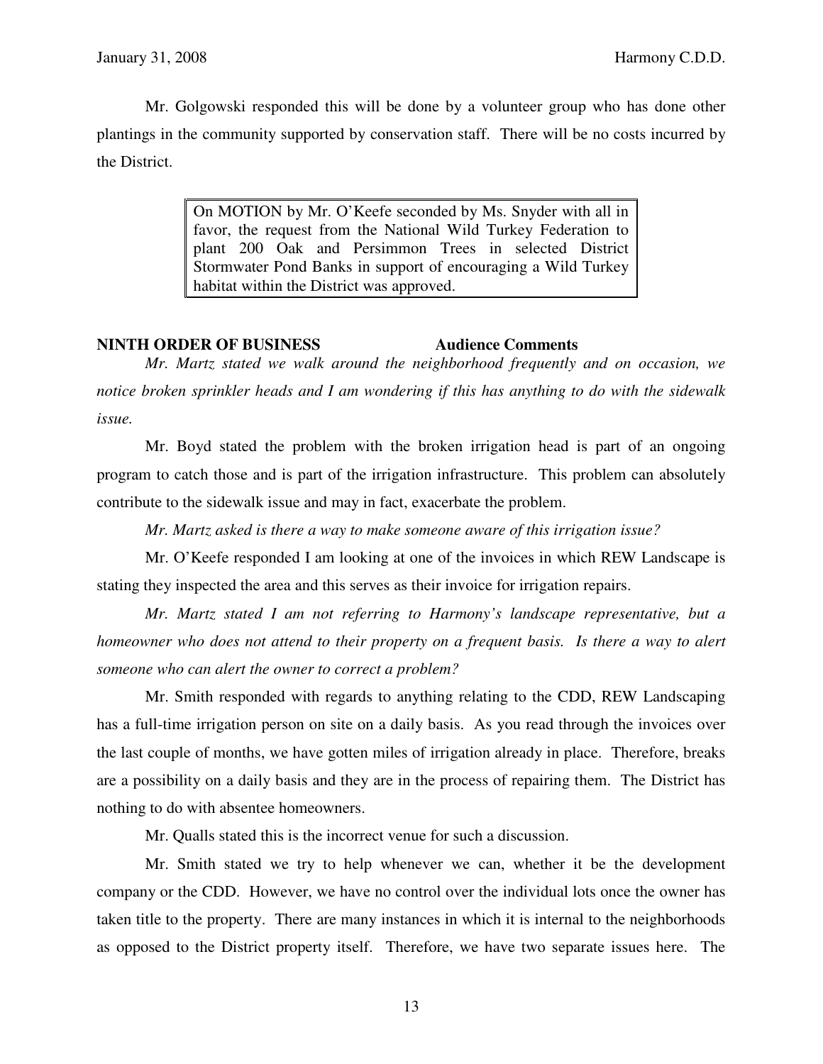Mr. Golgowski responded this will be done by a volunteer group who has done other plantings in the community supported by conservation staff. There will be no costs incurred by the District.

> On MOTION by Mr. O'Keefe seconded by Ms. Snyder with all in favor, the request from the National Wild Turkey Federation to plant 200 Oak and Persimmon Trees in selected District Stormwater Pond Banks in support of encouraging a Wild Turkey habitat within the District was approved.

**NINTH ORDER OF BUSINESS Audience Comments**

*Mr. Martz stated we walk around the neighborhood frequently and on occasion, we notice broken sprinkler heads and I am wondering if this has anything to do with the sidewalk issue.*

Mr. Boyd stated the problem with the broken irrigation head is part of an ongoing program to catch those and is part of the irrigation infrastructure. This problem can absolutely contribute to the sidewalk issue and may in fact, exacerbate the problem.

*Mr. Martz asked is there a way to make someone aware of this irrigation issue?*

Mr. O'Keefe responded I am looking at one of the invoices in which REW Landscape is stating they inspected the area and this serves as their invoice for irrigation repairs.

*Mr. Martz stated I am not referring to Harmony's landscape representative, but a homeowner who does not attend to their property on a frequent basis. Is there a way to alert someone who can alert the owner to correct a problem?*

Mr. Smith responded with regards to anything relating to the CDD, REW Landscaping has a full-time irrigation person on site on a daily basis. As you read through the invoices over the last couple of months, we have gotten miles of irrigation already in place. Therefore, breaks are a possibility on a daily basis and they are in the process of repairing them. The District has nothing to do with absentee homeowners.

Mr. Qualls stated this is the incorrect venue for such a discussion.

Mr. Smith stated we try to help whenever we can, whether it be the development company or the CDD. However, we have no control over the individual lots once the owner has taken title to the property. There are many instances in which it is internal to the neighborhoods as opposed to the District property itself. Therefore, we have two separate issues here. The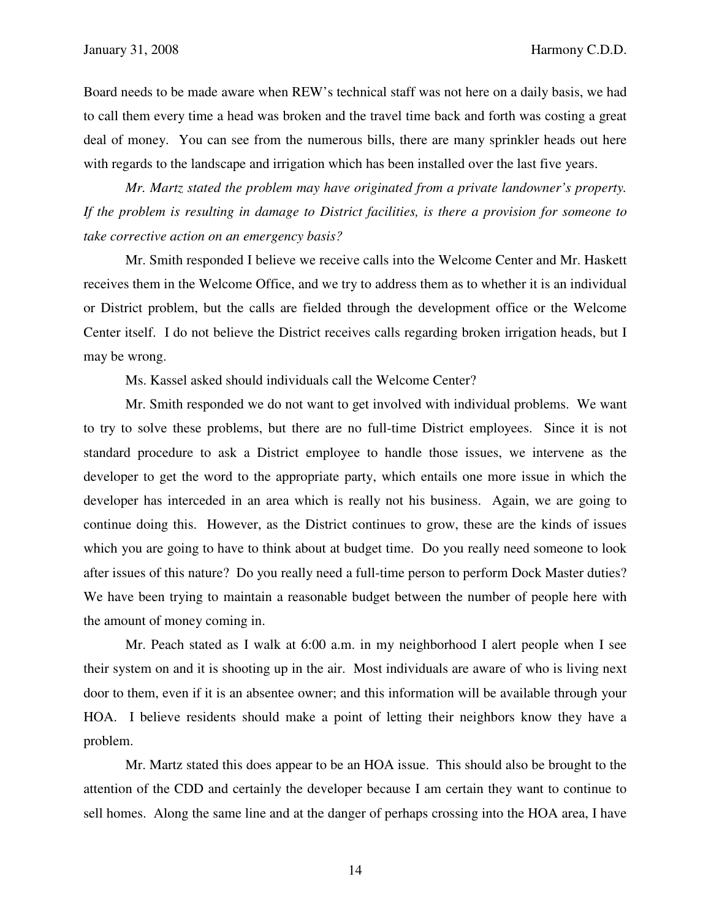Board needs to be made aware when REW's technical staff was not here on a daily basis, we had to call them every time a head was broken and the travel time back and forth was costing a great deal of money. You can see from the numerous bills, there are many sprinkler heads out here with regards to the landscape and irrigation which has been installed over the last five years.

*Mr. Martz stated the problem may have originated from a private landowner's property. If the problem is resulting in damage to District facilities, is there a provision for someone to take corrective action on an emergency basis?*

Mr. Smith responded I believe we receive calls into the Welcome Center and Mr. Haskett receives them in the Welcome Office, and we try to address them as to whether it is an individual or District problem, but the calls are fielded through the development office or the Welcome Center itself. I do not believe the District receives calls regarding broken irrigation heads, but I may be wrong.

Ms. Kassel asked should individuals call the Welcome Center?

Mr. Smith responded we do not want to get involved with individual problems. We want to try to solve these problems, but there are no full-time District employees. Since it is not standard procedure to ask a District employee to handle those issues, we intervene as the developer to get the word to the appropriate party, which entails one more issue in which the developer has interceded in an area which is really not his business. Again, we are going to continue doing this. However, as the District continues to grow, these are the kinds of issues which you are going to have to think about at budget time. Do you really need someone to look after issues of this nature? Do you really need a full-time person to perform Dock Master duties? We have been trying to maintain a reasonable budget between the number of people here with the amount of money coming in.

Mr. Peach stated as I walk at 6:00 a.m. in my neighborhood I alert people when I see their system on and it is shooting up in the air. Most individuals are aware of who is living next door to them, even if it is an absentee owner; and this information will be available through your HOA. I believe residents should make a point of letting their neighbors know they have a problem.

Mr. Martz stated this does appear to be an HOA issue. This should also be brought to the attention of the CDD and certainly the developer because I am certain they want to continue to sell homes. Along the same line and at the danger of perhaps crossing into the HOA area, I have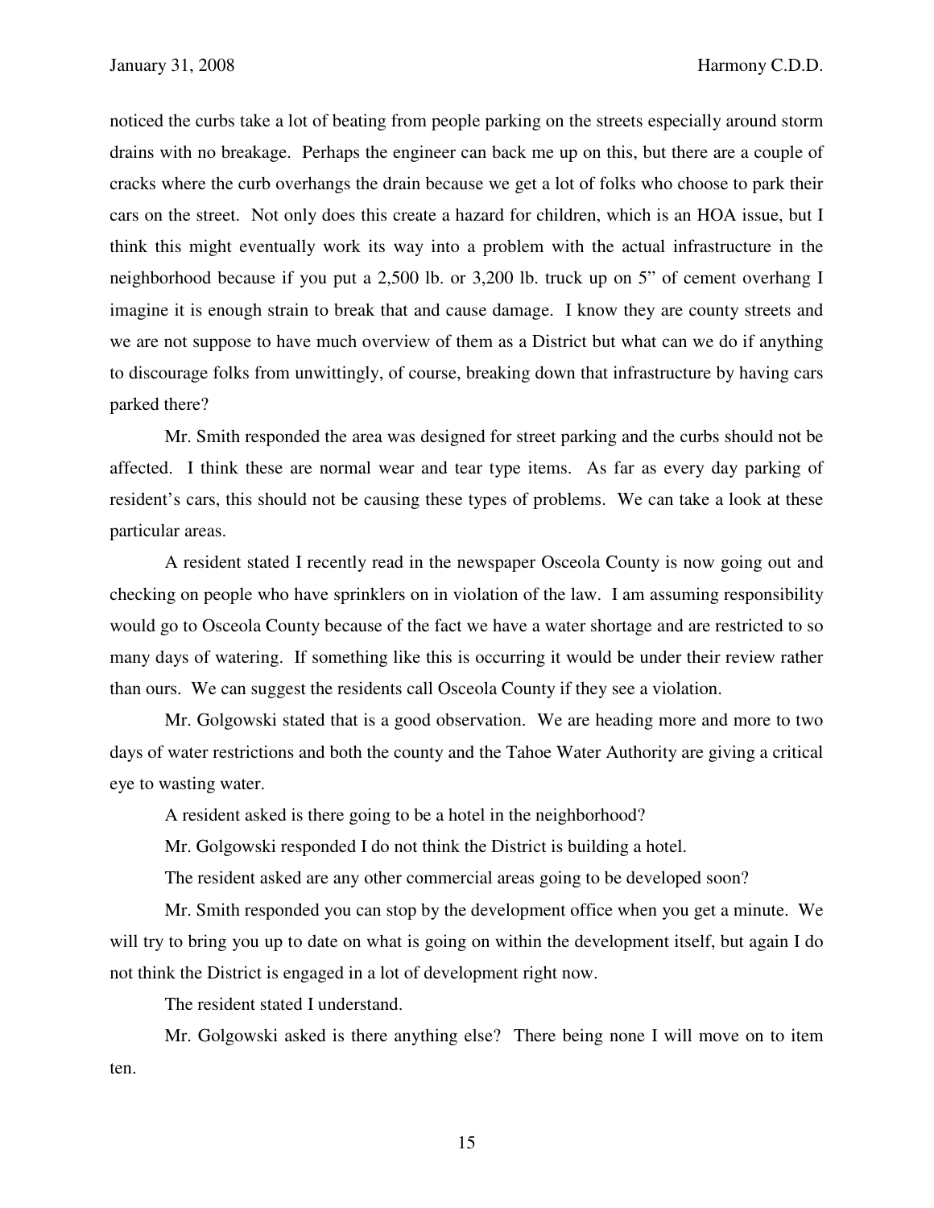noticed the curbs take a lot of beating from people parking on the streets especially around storm drains with no breakage. Perhaps the engineer can back me up on this, but there are a couple of cracks where the curb overhangs the drain because we get a lot of folks who choose to park their cars on the street. Not only does this create a hazard for children, which is an HOA issue, but I think this might eventually work its way into a problem with the actual infrastructure in the neighborhood because if you put a 2,500 lb. or 3,200 lb. truck up on 5" of cement overhang I imagine it is enough strain to break that and cause damage. I know they are county streets and we are not suppose to have much overview of them as a District but what can we do if anything to discourage folks from unwittingly, of course, breaking down that infrastructure by having cars parked there?

Mr. Smith responded the area was designed for street parking and the curbs should not be affected. I think these are normal wear and tear type items. As far as every day parking of resident's cars, this should not be causing these types of problems. We can take a look at these particular areas.

A resident stated I recently read in the newspaper Osceola County is now going out and checking on people who have sprinklers on in violation of the law. I am assuming responsibility would go to Osceola County because of the fact we have a water shortage and are restricted to so many days of watering. If something like this is occurring it would be under their review rather than ours. We can suggest the residents call Osceola County if they see a violation.

Mr. Golgowski stated that is a good observation. We are heading more and more to two days of water restrictions and both the county and the Tahoe Water Authority are giving a critical eye to wasting water.

A resident asked is there going to be a hotel in the neighborhood?

Mr. Golgowski responded I do not think the District is building a hotel.

The resident asked are any other commercial areas going to be developed soon?

Mr. Smith responded you can stop by the development office when you get a minute. We will try to bring you up to date on what is going on within the development itself, but again I do not think the District is engaged in a lot of development right now.

The resident stated I understand.

Mr. Golgowski asked is there anything else? There being none I will move on to item ten.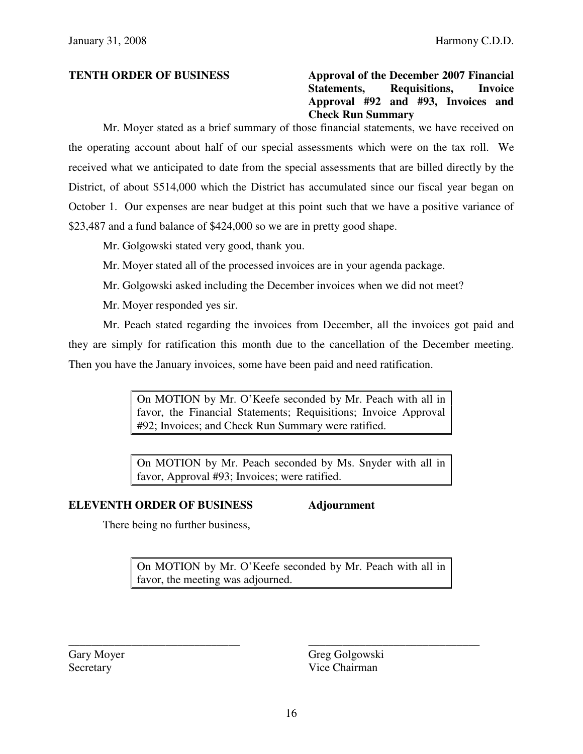**TENTH ORDER OF BUSINESS** **Approval of the December 2007 Financial Statements, Requisitions, Invoice Approval #92 and #93, Invoices and Check Run Summary**

Mr. Moyer stated as a brief summary of those financial statements, we have received on the operating account about half of our special assessments which were on the tax roll. We received what we anticipated to date from the special assessments that are billed directly by the District, of about $514,000 which the District has accumulated since our fiscal year began on October 1. Our expenses are near budget at this point such that we have a positive variance of $23,487 and a fund balance of $424,000 so we are in pretty good shape.

Mr. Golgowski stated very good, thank you.

Mr. Moyer stated all of the processed invoices are in your agenda package.

Mr. Golgowski asked including the December invoices when we did not meet?

Mr. Moyer responded yes sir.

Mr. Peach stated regarding the invoices from December, all the invoices got paid and they are simply for ratification this month due to the cancellation of the December meeting. Then you have the January invoices, some have been paid and need ratification.

> On MOTION by Mr. O'Keefe seconded by Mr. Peach with all in favor, the Financial Statements; Requisitions; Invoice Approval #92; Invoices; and Check Run Summary were ratified.

> On MOTION by Mr. Peach seconded by Ms. Snyder with all in favor, Approval #93; Invoices; were ratified.

**ELEVENTH ORDER OF BUSINESS** **Adjournment**

There being no further business,

> On MOTION by Mr. O'Keefe seconded by Mr. Peach with all in favor, the meeting was adjourned.

\_\_\_\_\_\_\_\_\_\_\_\_\_\_\_\_\_\_\_\_\_\_\_\_\_\_\_\_\_\_
Gary Moyer
Secretary

\_\_\_\_\_\_\_\_\_\_\_\_\_\_\_\_\_\_\_\_\_\_\_\_\_\_\_\_\_\_
Greg Golgowski
Vice Chairman